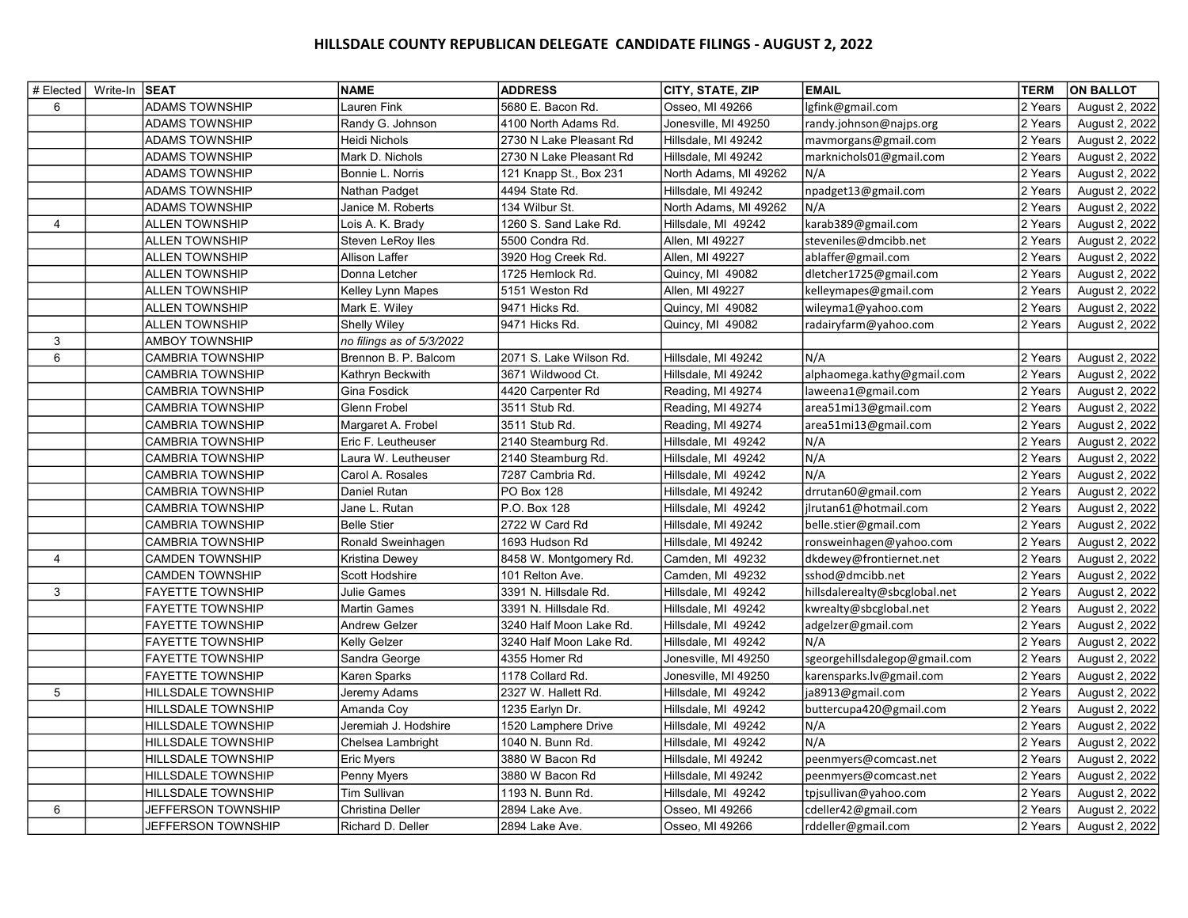# HILLSDALE COUNTY REPUBLICAN DELEGATE CANDIDATE FILINGS - AUGUST 2, 2022

| # Elected | Write-In | SEAT | NAME | ADDRESS | CITY, STATE, ZIP | EMAIL | TERM | ON BALLOT |
|---|---|---|---|---|---|---|---|---|
| 6 | | ADAMS TOWNSHIP | Lauren Fink | 5680 E. Bacon Rd. | Osseo, MI 49266 | lgfink@gmail.com | 2 Years | August 2, 2022 |
| | | ADAMS TOWNSHIP | Randy G. Johnson | 4100 North Adams Rd. | Jonesville, MI 49250 | randy.johnson@najps.org | 2 Years | August 2, 2022 |
| | | ADAMS TOWNSHIP | Heidi Nichols | 2730 N Lake Pleasant Rd | Hillsdale, MI 49242 | mavmorgans@gmail.com | 2 Years | August 2, 2022 |
| | | ADAMS TOWNSHIP | Mark D. Nichols | 2730 N Lake Pleasant Rd | Hillsdale, MI 49242 | marknichols01@gmail.com | 2 Years | August 2, 2022 |
| | | ADAMS TOWNSHIP | Bonnie L. Norris | 121 Knapp St., Box 231 | North Adams, MI 49262 | N/A | 2 Years | August 2, 2022 |
| | | ADAMS TOWNSHIP | Nathan Padget | 4494 State Rd. | Hillsdale, MI 49242 | npadget13@gmail.com | 2 Years | August 2, 2022 |
| | | ADAMS TOWNSHIP | Janice M. Roberts | 134 Wilbur St. | North Adams, MI 49262 | N/A | 2 Years | August 2, 2022 |
| 4 | | ALLEN TOWNSHIP | Lois A. K. Brady | 1260 S. Sand Lake Rd. | Hillsdale, MI 49242 | karab389@gmail.com | 2 Years | August 2, 2022 |
| | | ALLEN TOWNSHIP | Steven LeRoy Iles | 5500 Condra Rd. | Allen, MI 49227 | steveniles@dmcibb.net | 2 Years | August 2, 2022 |
| | | ALLEN TOWNSHIP | Allison Laffer | 3920 Hog Creek Rd. | Allen, MI 49227 | ablaffer@gmail.com | 2 Years | August 2, 2022 |
| | | ALLEN TOWNSHIP | Donna Letcher | 1725 Hemlock Rd. | Quincy, MI 49082 | dletcher1725@gmail.com | 2 Years | August 2, 2022 |
| | | ALLEN TOWNSHIP | Kelley Lynn Mapes | 5151 Weston Rd | Allen, MI 49227 | kelleymapes@gmail.com | 2 Years | August 2, 2022 |
| | | ALLEN TOWNSHIP | Mark E. Wiley | 9471 Hicks Rd. | Quincy, MI 49082 | wileyma1@yahoo.com | 2 Years | August 2, 2022 |
| | | ALLEN TOWNSHIP | Shelly Wiley | 9471 Hicks Rd. | Quincy, MI 49082 | radairyfarm@yahoo.com | 2 Years | August 2, 2022 |
| 3 | | AMBOY TOWNSHIP | *no filings as of 5/3/2022* | | | | | |
| 6 | | CAMBRIA TOWNSHIP | Brennon B. P. Balcom | 2071 S. Lake Wilson Rd. | Hillsdale, MI 49242 | N/A | 2 Years | August 2, 2022 |
| | | CAMBRIA TOWNSHIP | Kathryn Beckwith | 3671 Wildwood Ct. | Hillsdale, MI 49242 | alphaomega.kathy@gmail.com | 2 Years | August 2, 2022 |
| | | CAMBRIA TOWNSHIP | Gina Fosdick | 4420 Carpenter Rd | Reading, MI 49274 | laweena1@gmail.com | 2 Years | August 2, 2022 |
| | | CAMBRIA TOWNSHIP | Glenn Frobel | 3511 Stub Rd. | Reading, MI 49274 | area51mi13@gmail.com | 2 Years | August 2, 2022 |
| | | CAMBRIA TOWNSHIP | Margaret A. Frobel | 3511 Stub Rd. | Reading, MI 49274 | area51mi13@gmail.com | 2 Years | August 2, 2022 |
| | | CAMBRIA TOWNSHIP | Eric F. Leutheuser | 2140 Steamburg Rd. | Hillsdale, MI 49242 | N/A | 2 Years | August 2, 2022 |
| | | CAMBRIA TOWNSHIP | Laura W. Leutheuser | 2140 Steamburg Rd. | Hillsdale, MI 49242 | N/A | 2 Years | August 2, 2022 |
| | | CAMBRIA TOWNSHIP | Carol A. Rosales | 7287 Cambria Rd. | Hillsdale, MI 49242 | N/A | 2 Years | August 2, 2022 |
| | | CAMBRIA TOWNSHIP | Daniel Rutan | PO Box 128 | Hillsdale, MI 49242 | drrutan60@gmail.com | 2 Years | August 2, 2022 |
| | | CAMBRIA TOWNSHIP | Jane L. Rutan | P.O. Box 128 | Hillsdale, MI 49242 | jlrutan61@hotmail.com | 2 Years | August 2, 2022 |
| | | CAMBRIA TOWNSHIP | Belle Stier | 2722 W Card Rd | Hillsdale, MI 49242 | belle.stier@gmail.com | 2 Years | August 2, 2022 |
| | | CAMBRIA TOWNSHIP | Ronald Sweinhagen | 1693 Hudson Rd | Hillsdale, MI 49242 | ronsweinhagen@yahoo.com | 2 Years | August 2, 2022 |
| 4 | | CAMDEN TOWNSHIP | Kristina Dewey | 8458 W. Montgomery Rd. | Camden, MI 49232 | dkdewey@frontiernet.net | 2 Years | August 2, 2022 |
| | | CAMDEN TOWNSHIP | Scott Hodshire | 101 Relton Ave. | Camden, MI 49232 | sshod@dmcibb.net | 2 Years | August 2, 2022 |
| 3 | | FAYETTE TOWNSHIP | Julie Games | 3391 N. Hillsdale Rd. | Hillsdale, MI 49242 | hillsdalerealty@sbcglobal.net | 2 Years | August 2, 2022 |
| | | FAYETTE TOWNSHIP | Martin Games | 3391 N. Hillsdale Rd. | Hillsdale, MI 49242 | kwrealty@sbcglobal.net | 2 Years | August 2, 2022 |
| | | FAYETTE TOWNSHIP | Andrew Gelzer | 3240 Half Moon Lake Rd. | Hillsdale, MI 49242 | adgelzer@gmail.com | 2 Years | August 2, 2022 |
| | | FAYETTE TOWNSHIP | Kelly Gelzer | 3240 Half Moon Lake Rd. | Hillsdale, MI 49242 | N/A | 2 Years | August 2, 2022 |
| | | FAYETTE TOWNSHIP | Sandra George | 4355 Homer Rd | Jonesville, MI 49250 | sgeorgehillsdalegop@gmail.com | 2 Years | August 2, 2022 |
| | | FAYETTE TOWNSHIP | Karen Sparks | 1178 Collard Rd. | Jonesville, MI 49250 | karensparks.lv@gmail.com | 2 Years | August 2, 2022 |
| 5 | | HILLSDALE TOWNSHIP | Jeremy Adams | 2327 W. Hallett Rd. | Hillsdale, MI 49242 | ja8913@gmail.com | 2 Years | August 2, 2022 |
| | | HILLSDALE TOWNSHIP | Amanda Coy | 1235 Earlyn Dr. | Hillsdale, MI 49242 | buttercupa420@gmail.com | 2 Years | August 2, 2022 |
| | | HILLSDALE TOWNSHIP | Jeremiah J. Hodshire | 1520 Lamphere Drive | Hillsdale, MI 49242 | N/A | 2 Years | August 2, 2022 |
| | | HILLSDALE TOWNSHIP | Chelsea Lambright | 1040 N. Bunn Rd. | Hillsdale, MI 49242 | N/A | 2 Years | August 2, 2022 |
| | | HILLSDALE TOWNSHIP | Eric Myers | 3880 W Bacon Rd | Hillsdale, MI 49242 | peenmyers@comcast.net | 2 Years | August 2, 2022 |
| | | HILLSDALE TOWNSHIP | Penny Myers | 3880 W Bacon Rd | Hillsdale, MI 49242 | peenmyers@comcast.net | 2 Years | August 2, 2022 |
| | | HILLSDALE TOWNSHIP | Tim Sullivan | 1193 N. Bunn Rd. | Hillsdale, MI 49242 | tpjsullivan@yahoo.com | 2 Years | August 2, 2022 |
| 6 | | JEFFERSON TOWNSHIP | Christina Deller | 2894 Lake Ave. | Osseo, MI 49266 | cdeller42@gmail.com | 2 Years | August 2, 2022 |
| | | JEFFERSON TOWNSHIP | Richard D. Deller | 2894 Lake Ave. | Osseo, MI 49266 | rddeller@gmail.com | 2 Years | August 2, 2022 |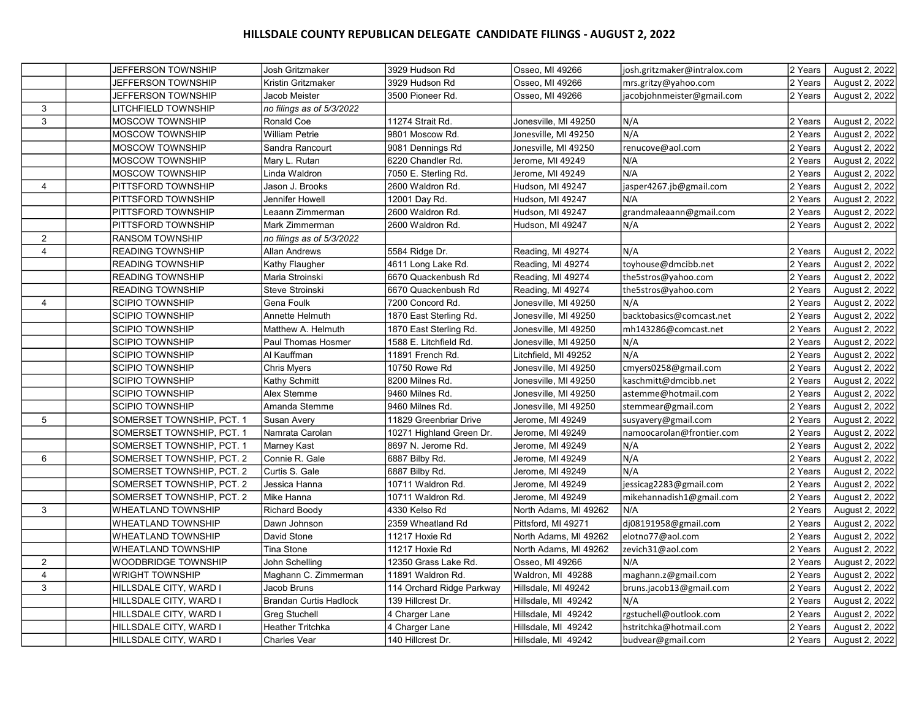# HILLSDALE COUNTY REPUBLICAN DELEGATE CANDIDATE FILINGS - AUGUST 2, 2022

| | | | | | | | | |
|---|---|---|---|---|---|---|---|---|
| | | JEFFERSON TOWNSHIP | Josh Gritzmaker | 3929 Hudson Rd | Osseo, MI 49266 | josh.gritzmaker@intralox.com | 2 Years | August 2, 2022 |
| | | JEFFERSON TOWNSHIP | Kristin Gritzmaker | 3929 Hudson Rd | Osseo, MI 49266 | mrs.gritzy@yahoo.com | 2 Years | August 2, 2022 |
| | | JEFFERSON TOWNSHIP | Jacob Meister | 3500 Pioneer Rd. | Osseo, MI 49266 | jacobjohnmeister@gmail.com | 2 Years | August 2, 2022 |
| 3 | | LITCHFIELD TOWNSHIP | *no filings as of 5/3/2022* | | | | | |
| 3 | | MOSCOW TOWNSHIP | Ronald Coe | 11274 Strait Rd. | Jonesville, MI 49250 | N/A | 2 Years | August 2, 2022 |
| | | MOSCOW TOWNSHIP | William Petrie | 9801 Moscow Rd. | Jonesville, MI 49250 | N/A | 2 Years | August 2, 2022 |
| | | MOSCOW TOWNSHIP | Sandra Rancourt | 9081 Dennings Rd | Jonesville, MI 49250 | renucove@aol.com | 2 Years | August 2, 2022 |
| | | MOSCOW TOWNSHIP | Mary L. Rutan | 6220 Chandler Rd. | Jerome, MI 49249 | N/A | 2 Years | August 2, 2022 |
| | | MOSCOW TOWNSHIP | Linda Waldron | 7050 E. Sterling Rd. | Jerome, MI 49249 | N/A | 2 Years | August 2, 2022 |
| 4 | | PITTSFORD TOWNSHIP | Jason J. Brooks | 2600 Waldron Rd. | Hudson, MI 49247 | jasper4267.jb@gmail.com | 2 Years | August 2, 2022 |
| | | PITTSFORD TOWNSHIP | Jennifer Howell | 12001 Day Rd. | Hudson, MI 49247 | N/A | 2 Years | August 2, 2022 |
| | | PITTSFORD TOWNSHIP | Leaann Zimmerman | 2600 Waldron Rd. | Hudson, MI 49247 | grandmaleaann@gmail.com | 2 Years | August 2, 2022 |
| | | PITTSFORD TOWNSHIP | Mark Zimmerman | 2600 Waldron Rd. | Hudson, MI 49247 | N/A | 2 Years | August 2, 2022 |
| 2 | | RANSOM TOWNSHIP | *no filings as of 5/3/2022* | | | | | |
| 4 | | READING TOWNSHIP | Allan Andrews | 5584 Ridge Dr. | Reading, MI 49274 | N/A | 2 Years | August 2, 2022 |
| | | READING TOWNSHIP | Kathy Flaugher | 4611 Long Lake Rd. | Reading, MI 49274 | toyhouse@dmcibb.net | 2 Years | August 2, 2022 |
| | | READING TOWNSHIP | Maria Stroinski | 6670 Quackenbush Rd | Reading, MI 49274 | the5stros@yahoo.com | 2 Years | August 2, 2022 |
| | | READING TOWNSHIP | Steve Stroinski | 6670 Quackenbush Rd | Reading, MI 49274 | the5stros@yahoo.com | 2 Years | August 2, 2022 |
| 4 | | SCIPIO TOWNSHIP | Gena Foulk | 7200 Concord Rd. | Jonesville, MI 49250 | N/A | 2 Years | August 2, 2022 |
| | | SCIPIO TOWNSHIP | Annette Helmuth | 1870 East Sterling Rd. | Jonesville, MI 49250 | backtobasics@comcast.net | 2 Years | August 2, 2022 |
| | | SCIPIO TOWNSHIP | Matthew A. Helmuth | 1870 East Sterling Rd. | Jonesville, MI 49250 | mh143286@comcast.net | 2 Years | August 2, 2022 |
| | | SCIPIO TOWNSHIP | Paul Thomas Hosmer | 1588 E. Litchfield Rd. | Jonesville, MI 49250 | N/A | 2 Years | August 2, 2022 |
| | | SCIPIO TOWNSHIP | Al Kauffman | 11891 French Rd. | Litchfield, MI 49252 | N/A | 2 Years | August 2, 2022 |
| | | SCIPIO TOWNSHIP | Chris Myers | 10750 Rowe Rd | Jonesville, MI 49250 | cmyers0258@gmail.com | 2 Years | August 2, 2022 |
| | | SCIPIO TOWNSHIP | Kathy Schmitt | 8200 Milnes Rd. | Jonesville, MI 49250 | kaschmitt@dmcibb.net | 2 Years | August 2, 2022 |
| | | SCIPIO TOWNSHIP | Alex Stemme | 9460 Milnes Rd. | Jonesville, MI 49250 | astemme@hotmail.com | 2 Years | August 2, 2022 |
| | | SCIPIO TOWNSHIP | Amanda Stemme | 9460 Milnes Rd. | Jonesville, MI 49250 | stemmear@gmail.com | 2 Years | August 2, 2022 |
| 5 | | SOMERSET TOWNSHIP, PCT. 1 | Susan Avery | 11829 Greenbriar Drive | Jerome, MI 49249 | susyavery@gmail.com | 2 Years | August 2, 2022 |
| | | SOMERSET TOWNSHIP, PCT. 1 | Namrata Carolan | 10271 Highland Green Dr. | Jerome, MI 49249 | namoocarolan@frontier.com | 2 Years | August 2, 2022 |
| | | SOMERSET TOWNSHIP, PCT. 1 | Marney Kast | 8697 N. Jerome Rd. | Jerome, MI 49249 | N/A | 2 Years | August 2, 2022 |
| 6 | | SOMERSET TOWNSHIP, PCT. 2 | Connie R. Gale | 6887 Bilby Rd. | Jerome, MI 49249 | N/A | 2 Years | August 2, 2022 |
| | | SOMERSET TOWNSHIP, PCT. 2 | Curtis S. Gale | 6887 Bilby Rd. | Jerome, MI 49249 | N/A | 2 Years | August 2, 2022 |
| | | SOMERSET TOWNSHIP, PCT. 2 | Jessica Hanna | 10711 Waldron Rd. | Jerome, MI 49249 | jessicag2283@gmail.com | 2 Years | August 2, 2022 |
| | | SOMERSET TOWNSHIP, PCT. 2 | Mike Hanna | 10711 Waldron Rd. | Jerome, MI 49249 | mikehannadish1@gmail.com | 2 Years | August 2, 2022 |
| 3 | | WHEATLAND TOWNSHIP | Richard Boody | 4330 Kelso Rd | North Adams, MI 49262 | N/A | 2 Years | August 2, 2022 |
| | | WHEATLAND TOWNSHIP | Dawn Johnson | 2359 Wheatland Rd | Pittsford, MI 49271 | dj08191958@gmail.com | 2 Years | August 2, 2022 |
| | | WHEATLAND TOWNSHIP | David Stone | 11217 Hoxie Rd | North Adams, MI 49262 | elotno77@aol.com | 2 Years | August 2, 2022 |
| | | WHEATLAND TOWNSHIP | Tina Stone | 11217 Hoxie Rd | North Adams, MI 49262 | zevich31@aol.com | 2 Years | August 2, 2022 |
| 2 | | WOODBRIDGE TOWNSHIP | John Schelling | 12350 Grass Lake Rd. | Osseo, MI 49266 | N/A | 2 Years | August 2, 2022 |
| 4 | | WRIGHT TOWNSHIP | Maghann C. Zimmerman | 11891 Waldron Rd. | Waldron, MI 49288 | maghann.z@gmail.com | 2 Years | August 2, 2022 |
| 3 | | HILLSDALE CITY, WARD I | Jacob Bruns | 114 Orchard Ridge Parkway | Hillsdale, MI 49242 | bruns.jacob13@gmail.com | 2 Years | August 2, 2022 |
| | | HILLSDALE CITY, WARD I | Brandan Curtis Hadlock | 139 Hillcrest Dr. | Hillsdale, MI 49242 | N/A | 2 Years | August 2, 2022 |
| | | HILLSDALE CITY, WARD I | Greg Stuchell | 4 Charger Lane | Hillsdale, MI 49242 | rgstuchell@outlook.com | 2 Years | August 2, 2022 |
| | | HILLSDALE CITY, WARD I | Heather Tritchka | 4 Charger Lane | Hillsdale, MI 49242 | hstritchka@hotmail.com | 2 Years | August 2, 2022 |
| | | HILLSDALE CITY, WARD I | Charles Vear | 140 Hillcrest Dr. | Hillsdale, MI 49242 | budvear@gmail.com | 2 Years | August 2, 2022 |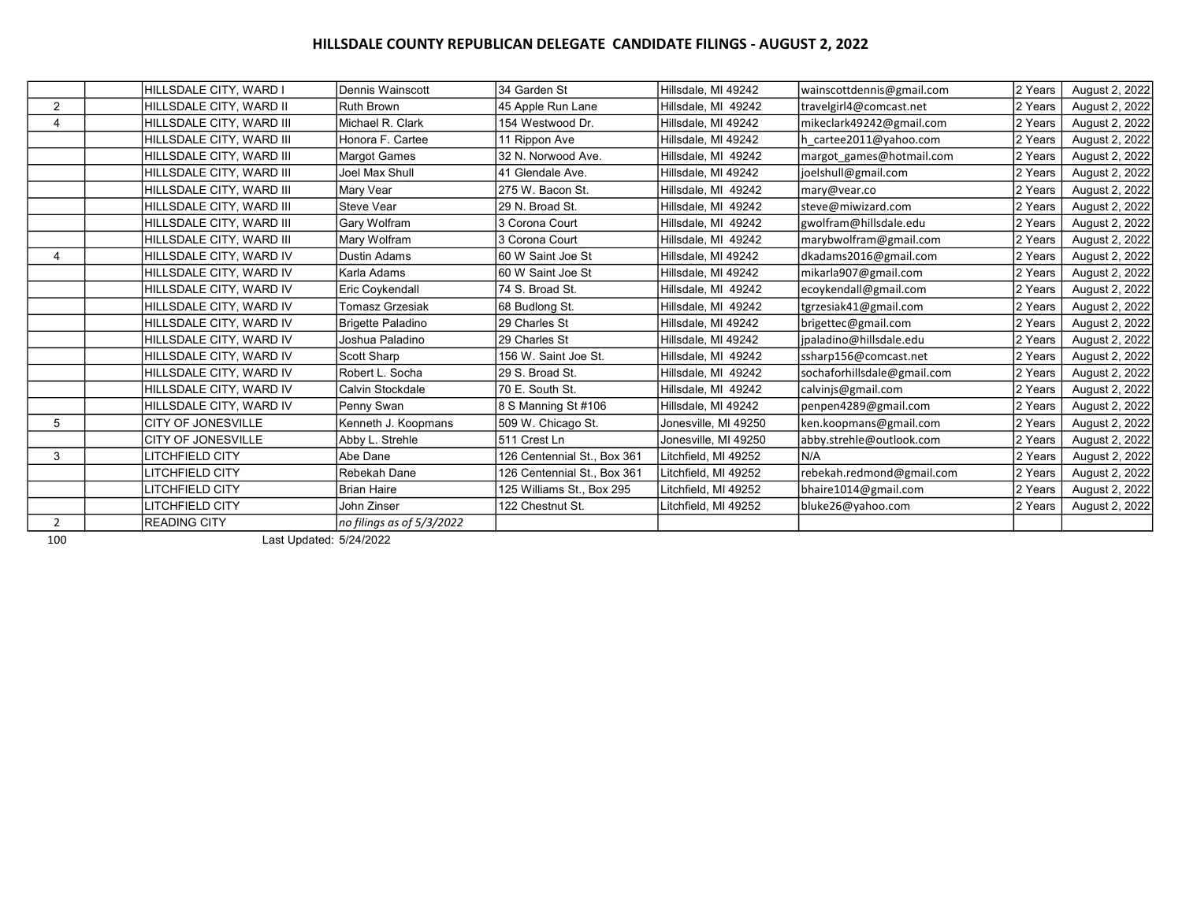# HILLSDALE COUNTY REPUBLICAN DELEGATE CANDIDATE FILINGS - AUGUST 2, 2022

| | | | | | | | | |
|---|---|---|---|---|---|---|---|---|
| | | HILLSDALE CITY, WARD I | Dennis Wainscott | 34 Garden St | Hillsdale, MI 49242 | wainscottdennis@gmail.com | 2 Years | August 2, 2022 |
| 2 | | HILLSDALE CITY, WARD II | Ruth Brown | 45 Apple Run Lane | Hillsdale, MI 49242 | travelgirl4@comcast.net | 2 Years | August 2, 2022 |
| 4 | | HILLSDALE CITY, WARD III | Michael R. Clark | 154 Westwood Dr. | Hillsdale, MI 49242 | mikeclark49242@gmail.com | 2 Years | August 2, 2022 |
| | | HILLSDALE CITY, WARD III | Honora F. Cartee | 11 Rippon Ave | Hillsdale, MI 49242 | h_cartee2011@yahoo.com | 2 Years | August 2, 2022 |
| | | HILLSDALE CITY, WARD III | Margot Games | 32 N. Norwood Ave. | Hillsdale, MI 49242 | margot_games@hotmail.com | 2 Years | August 2, 2022 |
| | | HILLSDALE CITY, WARD III | Joel Max Shull | 41 Glendale Ave. | Hillsdale, MI 49242 | joelshull@gmail.com | 2 Years | August 2, 2022 |
| | | HILLSDALE CITY, WARD III | Mary Vear | 275 W. Bacon St. | Hillsdale, MI 49242 | mary@vear.co | 2 Years | August 2, 2022 |
| | | HILLSDALE CITY, WARD III | Steve Vear | 29 N. Broad St. | Hillsdale, MI 49242 | steve@miwizard.com | 2 Years | August 2, 2022 |
| | | HILLSDALE CITY, WARD III | Gary Wolfram | 3 Corona Court | Hillsdale, MI 49242 | gwolfram@hillsdale.edu | 2 Years | August 2, 2022 |
| | | HILLSDALE CITY, WARD III | Mary Wolfram | 3 Corona Court | Hillsdale, MI 49242 | marybwolfram@gmail.com | 2 Years | August 2, 2022 |
| 4 | | HILLSDALE CITY, WARD IV | Dustin Adams | 60 W Saint Joe St | Hillsdale, MI 49242 | dkadams2016@gmail.com | 2 Years | August 2, 2022 |
| | | HILLSDALE CITY, WARD IV | Karla Adams | 60 W Saint Joe St | Hillsdale, MI 49242 | mikarla907@gmail.com | 2 Years | August 2, 2022 |
| | | HILLSDALE CITY, WARD IV | Eric Coykendall | 74 S. Broad St. | Hillsdale, MI 49242 | ecoykendall@gmail.com | 2 Years | August 2, 2022 |
| | | HILLSDALE CITY, WARD IV | Tomasz Grzesiak | 68 Budlong St. | Hillsdale, MI 49242 | tgrzesiak41@gmail.com | 2 Years | August 2, 2022 |
| | | HILLSDALE CITY, WARD IV | Brigette Paladino | 29 Charles St | Hillsdale, MI 49242 | brigettec@gmail.com | 2 Years | August 2, 2022 |
| | | HILLSDALE CITY, WARD IV | Joshua Paladino | 29 Charles St | Hillsdale, MI 49242 | jpaladino@hillsdale.edu | 2 Years | August 2, 2022 |
| | | HILLSDALE CITY, WARD IV | Scott Sharp | 156 W. Saint Joe St. | Hillsdale, MI 49242 | ssharp156@comcast.net | 2 Years | August 2, 2022 |
| | | HILLSDALE CITY, WARD IV | Robert L. Socha | 29 S. Broad St. | Hillsdale, MI 49242 | sochaforhillsdale@gmail.com | 2 Years | August 2, 2022 |
| | | HILLSDALE CITY, WARD IV | Calvin Stockdale | 70 E. South St. | Hillsdale, MI 49242 | calvinjs@gmail.com | 2 Years | August 2, 2022 |
| | | HILLSDALE CITY, WARD IV | Penny Swan | 8 S Manning St #106 | Hillsdale, MI 49242 | penpen4289@gmail.com | 2 Years | August 2, 2022 |
| 5 | | CITY OF JONESVILLE | Kenneth J. Koopmans | 509 W. Chicago St. | Jonesville, MI 49250 | ken.koopmans@gmail.com | 2 Years | August 2, 2022 |
| | | CITY OF JONESVILLE | Abby L. Strehle | 511 Crest Ln | Jonesville, MI 49250 | abby.strehle@outlook.com | 2 Years | August 2, 2022 |
| 3 | | LITCHFIELD CITY | Abe Dane | 126 Centennial St., Box 361 | Litchfield, MI 49252 | N/A | 2 Years | August 2, 2022 |
| | | LITCHFIELD CITY | Rebekah Dane | 126 Centennial St., Box 361 | Litchfield, MI 49252 | rebekah.redmond@gmail.com | 2 Years | August 2, 2022 |
| | | LITCHFIELD CITY | Brian Haire | 125 Williams St., Box 295 | Litchfield, MI 49252 | bhaire1014@gmail.com | 2 Years | August 2, 2022 |
| | | LITCHFIELD CITY | John Zinser | 122 Chestnut St. | Litchfield, MI 49252 | bluke26@yahoo.com | 2 Years | August 2, 2022 |
| 2 | | READING CITY | *no filings as of 5/3/2022* | | | | | |

100

Last Updated: 5/24/2022